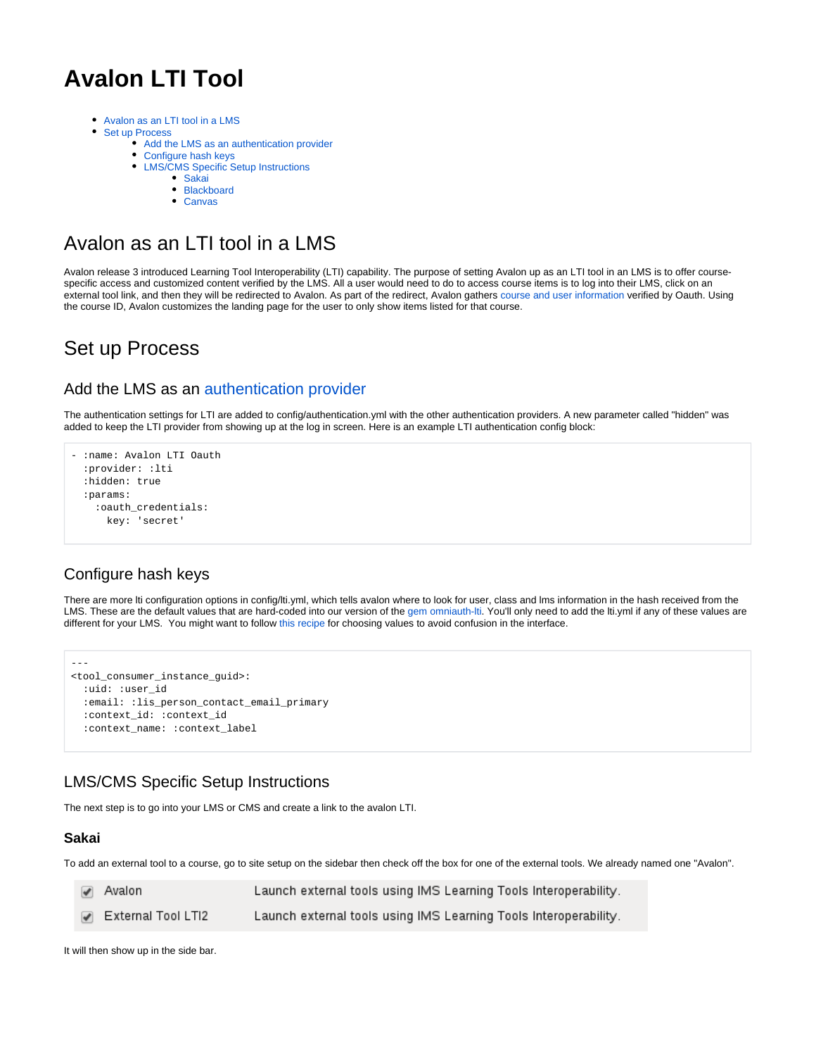# Avalon LTI Tool

- Avalon as an LTI tool in a LMS
- Set up Process
  - Add the LMS as an authentication provider
  - Configure hash keys
  - LMS/CMS Specific Setup Instructions
    - Sakai
    - Blackboard
    - Canvas

## Avalon as an LTI tool in a LMS

Avalon release 3 introduced Learning Tool Interoperability (LTI) capability. The purpose of setting Avalon up as an LTI tool in an LMS is to offer course-specific access and customized content verified by the LMS. All a user would need to do to access course items is to log into their LMS, click on an external tool link, and then they will be redirected to Avalon. As part of the redirect, Avalon gathers course and user information verified by Oauth. Using the course ID, Avalon customizes the landing page for the user to only show items listed for that course.

## Set up Process

### Add the LMS as an authentication provider

The authentication settings for LTI are added to config/authentication.yml with the other authentication providers. A new parameter called "hidden" was added to keep the LTI provider from showing up at the log in screen. Here is an example LTI authentication config block:

```
- :name: Avalon LTI Oauth
  :provider: :lti
  :hidden: true
  :params:
    :oauth_credentials:
      key: 'secret'
```

### Configure hash keys

There are more lti configuration options in config/lti.yml, which tells avalon where to look for user, class and lms information in the hash received from the LMS. These are the default values that are hard-coded into our version of the gem omniauth-lti. You'll only need to add the lti.yml if any of these values are different for your LMS. You might want to follow this recipe for choosing values to avoid confusion in the interface.

```
---
<tool_consumer_instance_guid>:
  :uid: :user_id
  :email: :lis_person_contact_email_primary
  :context_id: :context_id
  :context_name: :context_label
```

### LMS/CMS Specific Setup Instructions

The next step is to go into your LMS or CMS and create a link to the avalon LTI.

#### Sakai

To add an external tool to a course, go to site setup on the sidebar then check off the box for one of the external tools. We already named one "Avalon".

| | | |
|---|---|---|
| ☑ | Avalon | Launch external tools using IMS Learning Tools Interoperability. |
| ☑ | External Tool LTI2 | Launch external tools using IMS Learning Tools Interoperability. |

It will then show up in the side bar.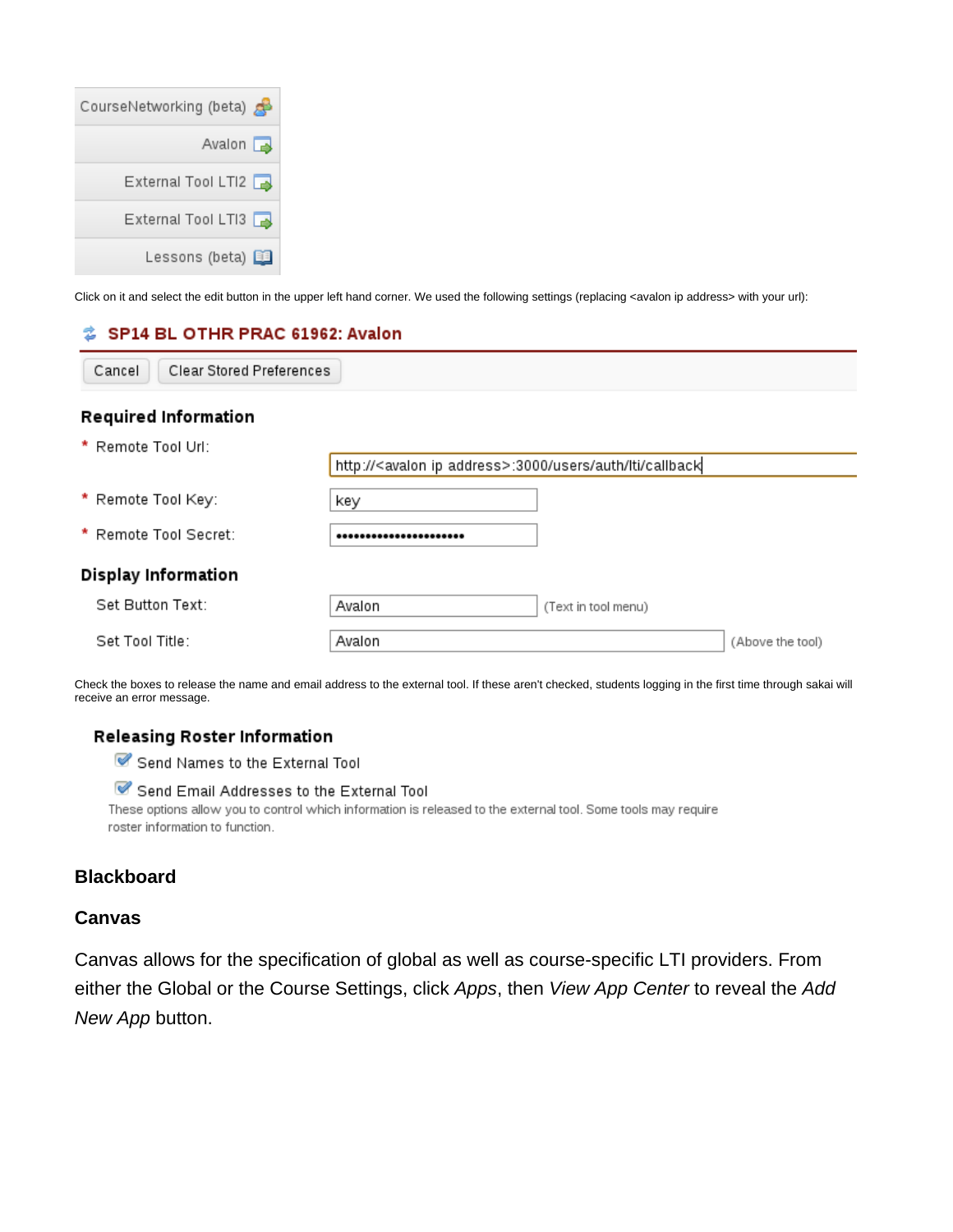CourseNetworking (beta)

Avalon

External Tool LTI2

External Tool LTI3

Lessons (beta)

Click on it and select the edit button in the upper left hand corner. We used the following settings (replacing <avalon ip address> with your url):

**SP14 BL OTHR PRAC 61962: Avalon**

Cancel | Clear Stored Preferences

**Required Information**

\* Remote Tool Url: http://<avalon ip address>:3000/users/auth/lti/callback

\* Remote Tool Key: key

\* Remote Tool Secret: ••••••••••••••••••••••

**Display Information**

Set Button Text: Avalon (Text in tool menu)

Set Tool Title: Avalon (Above the tool)

Check the boxes to release the name and email address to the external tool. If these aren't checked, students logging in the first time through sakai will receive an error message.

**Releasing Roster Information**

- [x] Send Names to the External Tool
- [x] Send Email Addresses to the External Tool

These options allow you to control which information is released to the external tool. Some tools may require roster information to function.

### Blackboard

### Canvas

Canvas allows for the specification of global as well as course-specific LTI providers. From either the Global or the Course Settings, click *Apps*, then *View App Center* to reveal the *Add New App* button.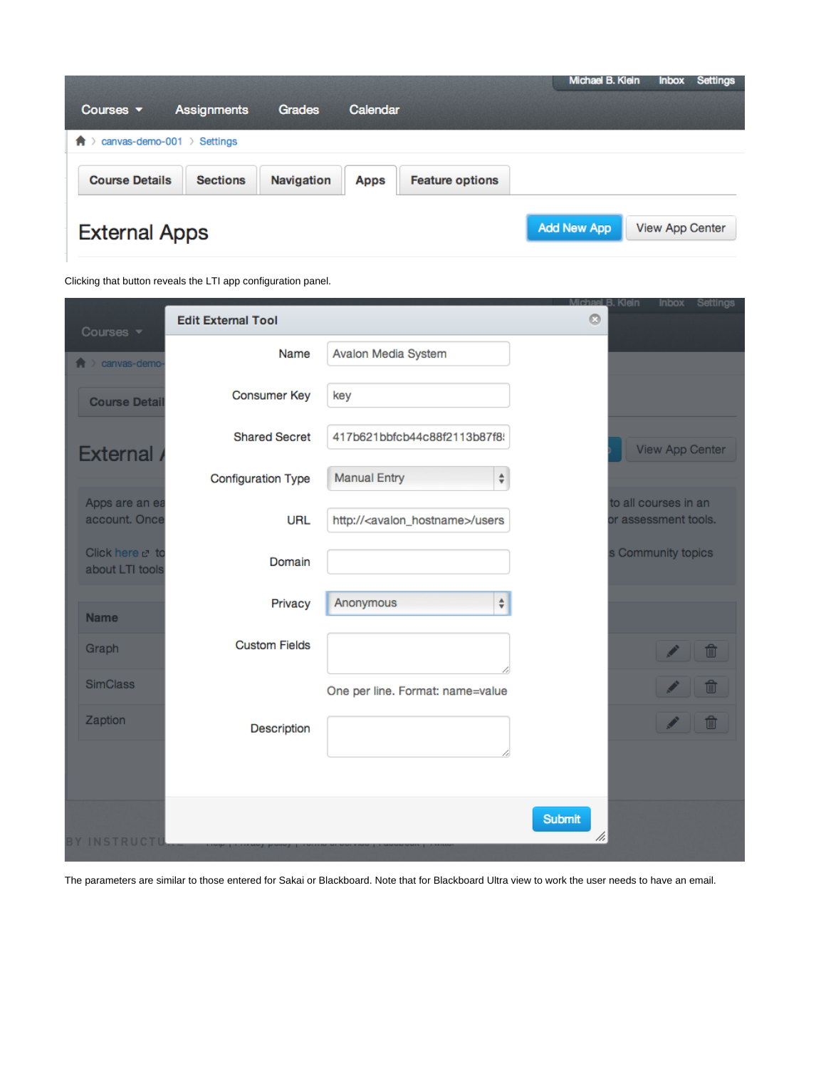Clicking that button reveals the LTI app configuration panel.

The parameters are similar to those entered for Sakai or Blackboard. Note that for Blackboard Ultra view to work the user needs to have an email.